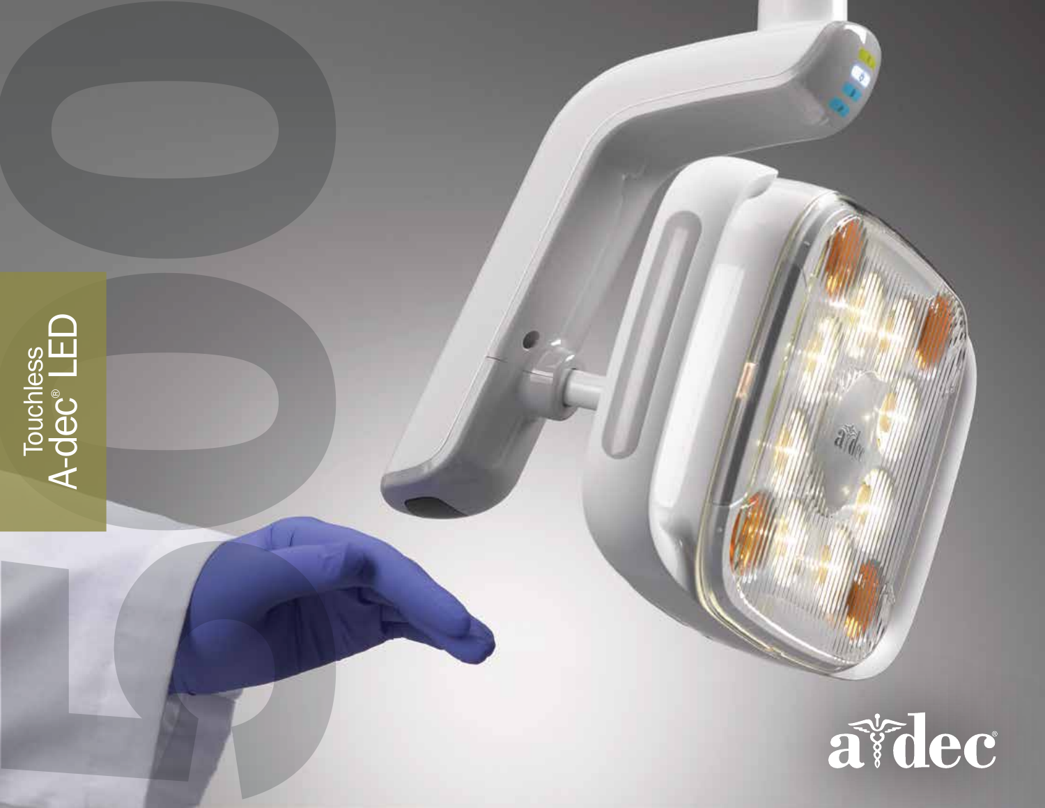# Touchless A-dec® LED

500

a-dec®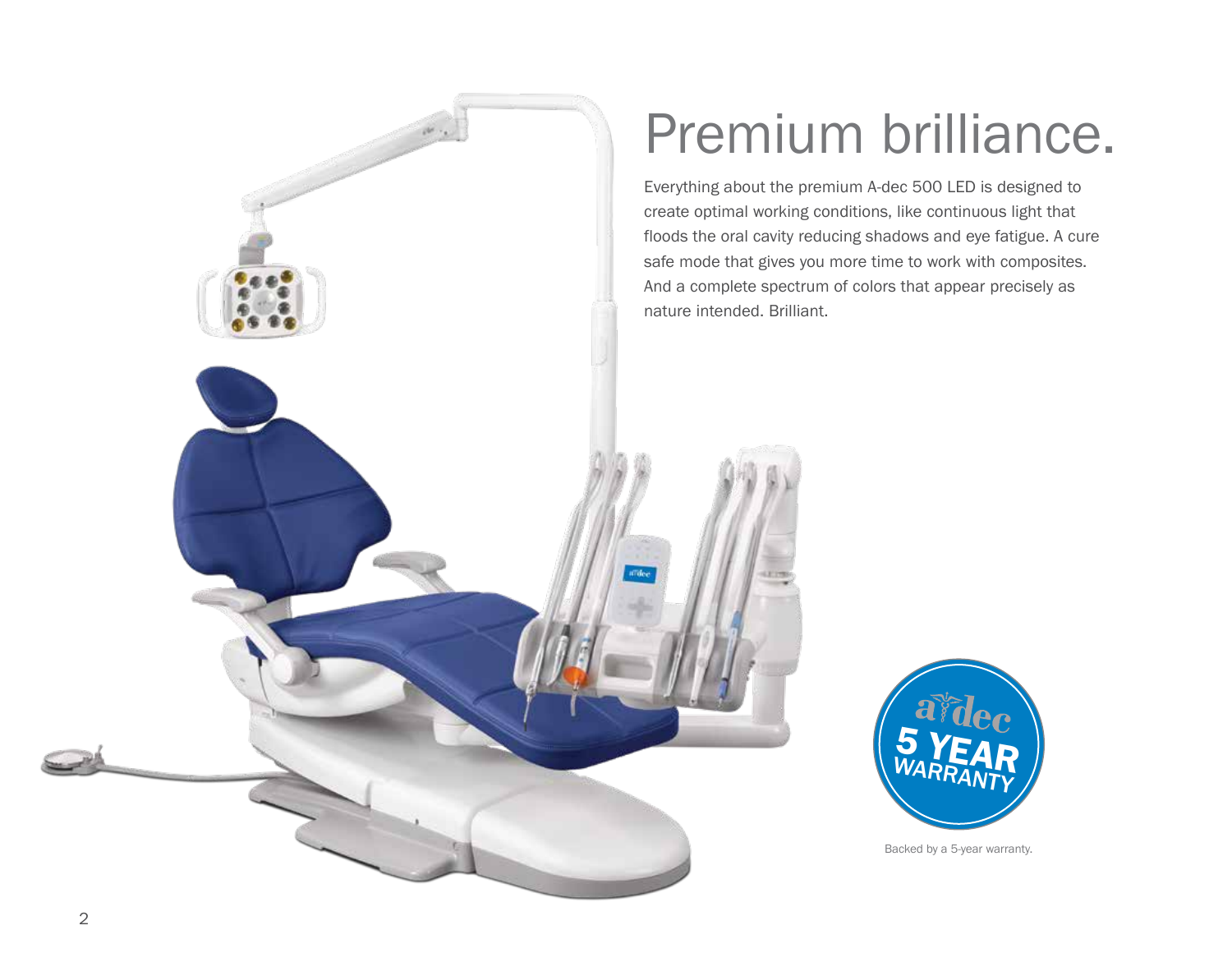# Premium brilliance.

Everything about the premium A-dec 500 LED is designed to create optimal working conditions, like continuous light that floods the oral cavity reducing shadows and eye fatigue. A cure safe mode that gives you more time to work with composites. And a complete spectrum of colors that appear precisely as nature intended. Brilliant.

Backed by a 5-year warranty.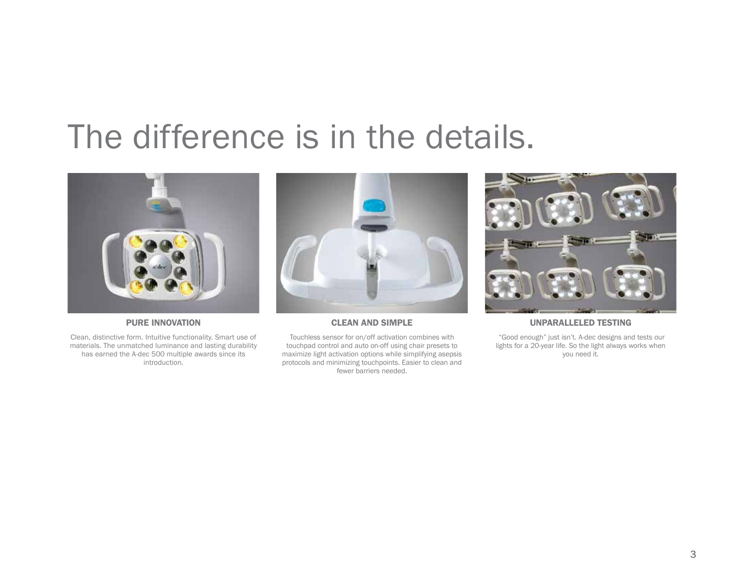# The difference is in the details.

### PURE INNOVATION

Clean, distinctive form. Intuitive functionality. Smart use of materials. The unmatched luminance and lasting durability has earned the A-dec 500 multiple awards since its introduction.

### CLEAN AND SIMPLE

Touchless sensor for on/off activation combines with touchpad control and auto on-off using chair presets to maximize light activation options while simplifying asepsis protocols and minimizing touchpoints. Easier to clean and fewer barriers needed.

### UNPARALLELED TESTING

"Good enough" just isn't. A-dec designs and tests our lights for a 20-year life. So the light always works when you need it.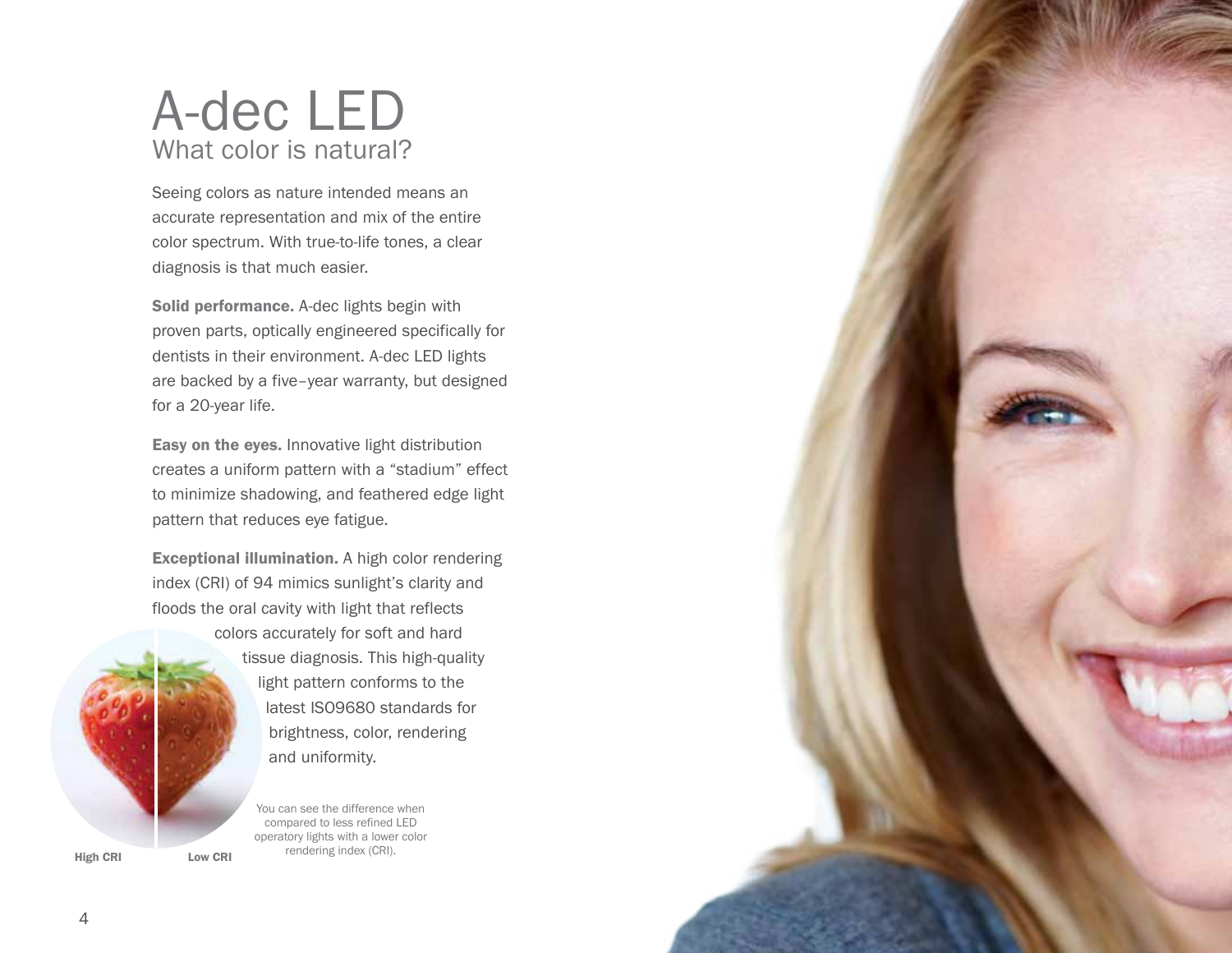# A-dec LED

## What color is natural?

Seeing colors as nature intended means an accurate representation and mix of the entire color spectrum. With true-to-life tones, a clear diagnosis is that much easier.

**Solid performance.** A-dec lights begin with proven parts, optically engineered specifically for dentists in their environment. A-dec LED lights are backed by a five–year warranty, but designed for a 20-year life.

**Easy on the eyes.** Innovative light distribution creates a uniform pattern with a "stadium" effect to minimize shadowing, and feathered edge light pattern that reduces eye fatigue.

**Exceptional illumination.** A high color rendering index (CRI) of 94 mimics sunlight's clarity and floods the oral cavity with light that reflects colors accurately for soft and hard tissue diagnosis. This high-quality light pattern conforms to the latest ISO9680 standards for brightness, color, rendering and uniformity.

High CRI　　Low CRI

You can see the difference when compared to less refined LED operatory lights with a lower color rendering index (CRI).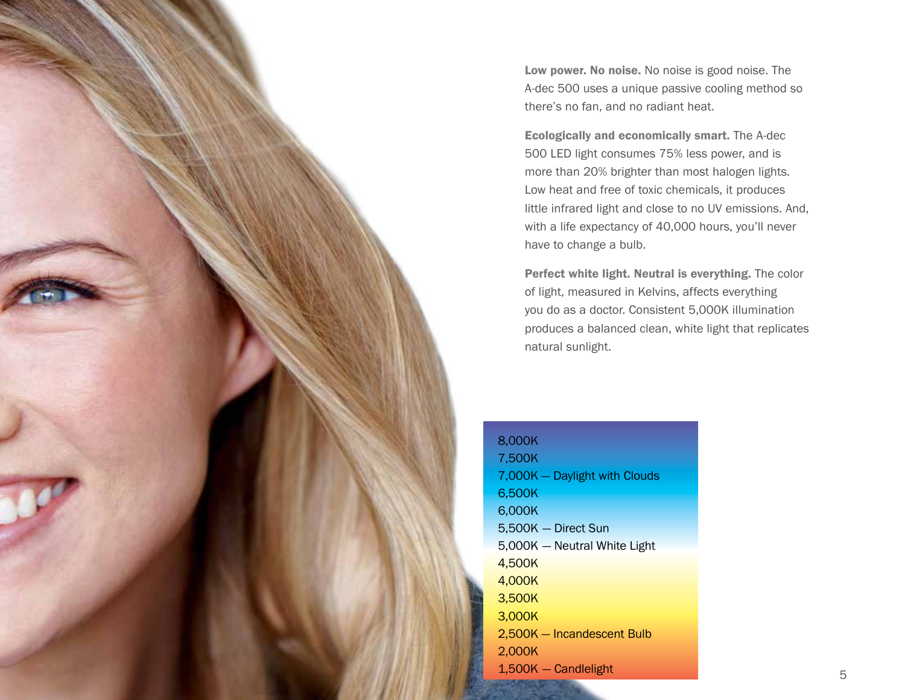**Low power. No noise.** No noise is good noise. The A-dec 500 uses a unique passive cooling method so there's no fan, and no radiant heat.

**Ecologically and economically smart.** The A-dec 500 LED light consumes 75% less power, and is more than 20% brighter than most halogen lights. Low heat and free of toxic chemicals, it produces little infrared light and close to no UV emissions. And, with a life expectancy of 40,000 hours, you'll never have to change a bulb.

**Perfect white light. Neutral is everything.** The color of light, measured in Kelvins, affects everything you do as a doctor. Consistent 5,000K illumination produces a balanced clean, white light that replicates natural sunlight.

8,000K
7,500K
7,000K — Daylight with Clouds
6,500K
6,000K
5,500K — Direct Sun
5,000K — Neutral White Light
4,500K
4,000K
3,500K
3,000K
2,500K — Incandescent Bulb
2,000K
1,500K — Candlelight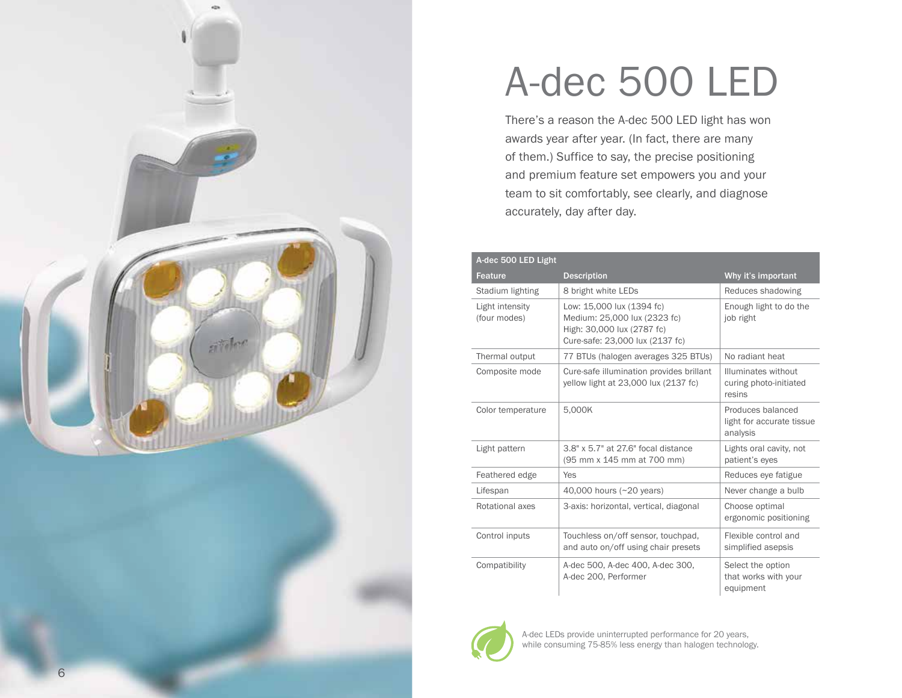# A-dec 500 LED

There's a reason the A-dec 500 LED light has won awards year after year. (In fact, there are many of them.) Suffice to say, the precise positioning and premium feature set empowers you and your team to sit comfortably, see clearly, and diagnose accurately, day after day.

| A-dec 500 LED Light | | |
|---|---|---|
| **Feature** | **Description** | **Why it's important** |
| Stadium lighting | 8 bright white LEDs | Reduces shadowing |
| Light intensity (four modes) | Low: 15,000 lux (1394 fc)<br>Medium: 25,000 lux (2323 fc)<br>High: 30,000 lux (2787 fc)<br>Cure-safe: 23,000 lux (2137 fc) | Enough light to do the job right |
| Thermal output | 77 BTUs (halogen averages 325 BTUs) | No radiant heat |
| Composite mode | Cure-safe illumination provides brillant yellow light at 23,000 lux (2137 fc) | Illuminates without curing photo-initiated resins |
| Color temperature | 5,000K | Produces balanced light for accurate tissue analysis |
| Light pattern | 3.8" x 5.7" at 27.6" focal distance (95 mm x 145 mm at 700 mm) | Lights oral cavity, not patient's eyes |
| Feathered edge | Yes | Reduces eye fatigue |
| Lifespan | 40,000 hours (~20 years) | Never change a bulb |
| Rotational axes | 3-axis: horizontal, vertical, diagonal | Choose optimal ergonomic positioning |
| Control inputs | Touchless on/off sensor, touchpad, and auto on/off using chair presets | Flexible control and simplified asepsis |
| Compatibility | A-dec 500, A-dec 400, A-dec 300, A-dec 200, Performer | Select the option that works with your equipment |

A-dec LEDs provide uninterrupted performance for 20 years, while consuming 75-85% less energy than halogen technology.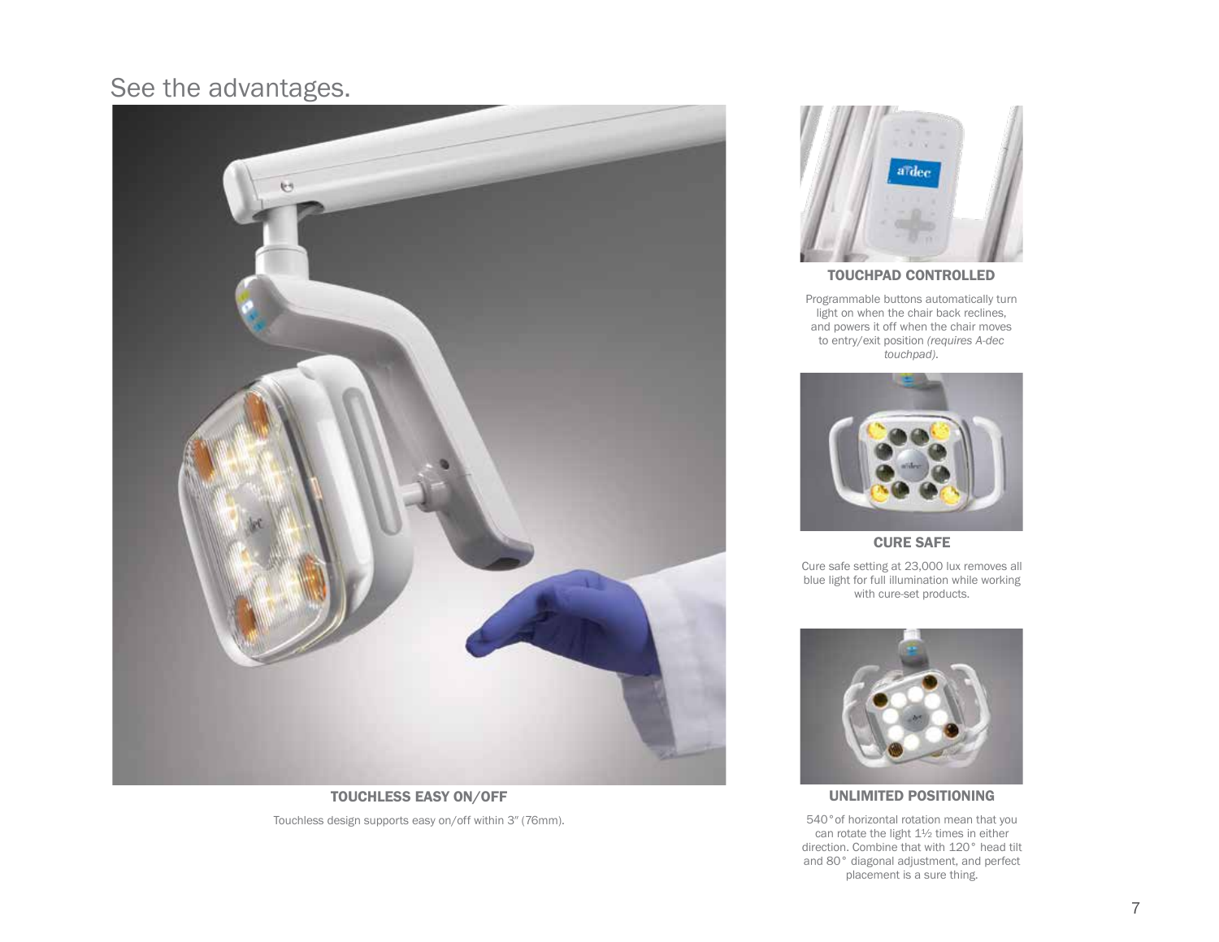# See the advantages.

### TOUCHLESS EASY ON/OFF

Touchless design supports easy on/off within 3″ (76mm).

### TOUCHPAD CONTROLLED

Programmable buttons automatically turn light on when the chair back reclines, and powers it off when the chair moves to entry/exit position *(requires A-dec touchpad).*

### CURE SAFE

Cure safe setting at 23,000 lux removes all blue light for full illumination while working with cure-set products.

### UNLIMITED POSITIONING

540° of horizontal rotation mean that you can rotate the light 1½ times in either direction. Combine that with 120° head tilt and 80° diagonal adjustment, and perfect placement is a sure thing.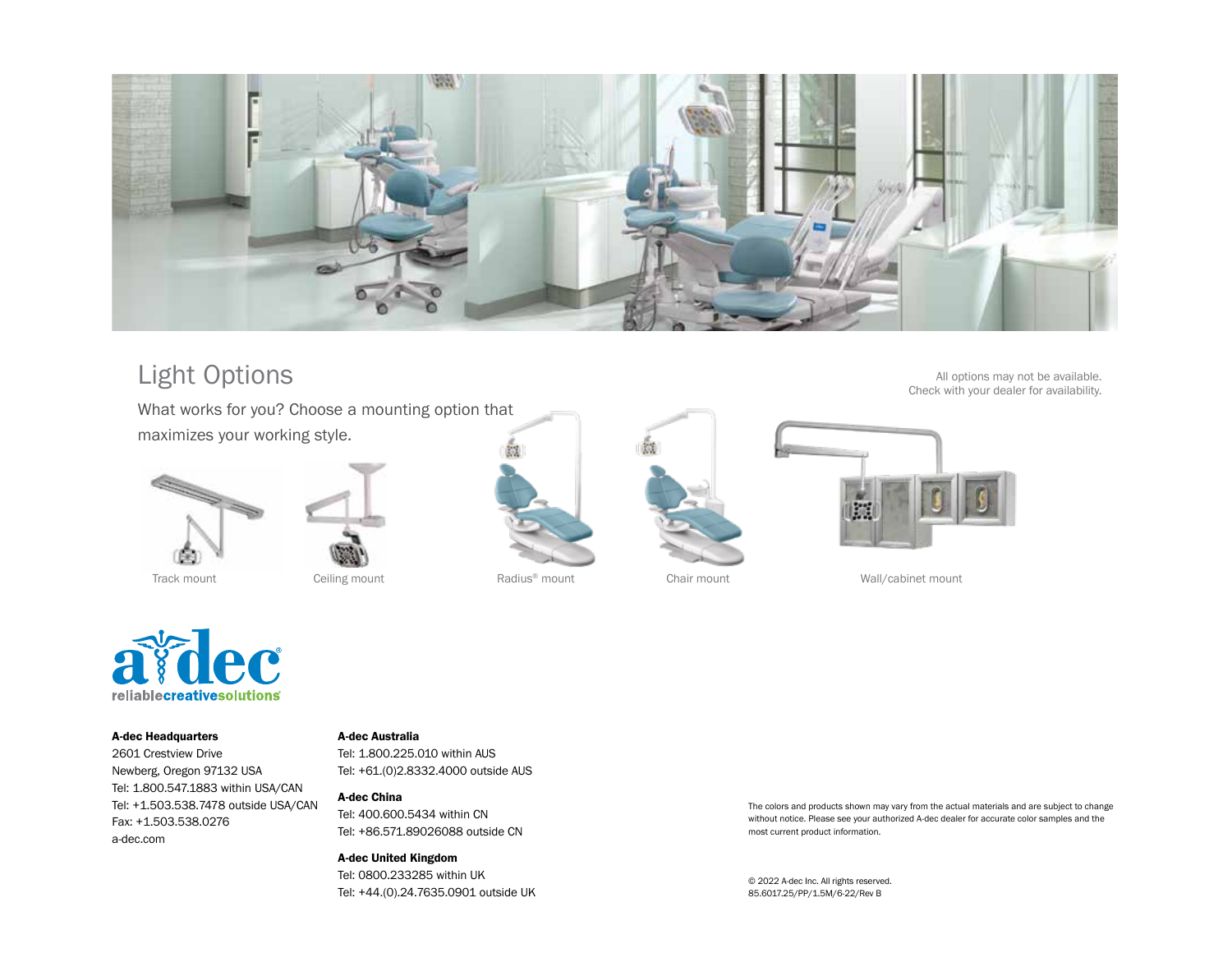## Light Options

All options may not be available.
Check with your dealer for availability.

What works for you? Choose a mounting option that maximizes your working style.

Track mount

Ceiling mount

Radius® mount

Chair mount

Wall/cabinet mount

reliablecreativesolutions

**A-dec Headquarters**
2601 Crestview Drive
Newberg, Oregon 97132 USA
Tel: 1.800.547.1883 within USA/CAN
Tel: +1.503.538.7478 outside USA/CAN
Fax: +1.503.538.0276
a-dec.com

**A-dec Australia**
Tel: 1.800.225.010 within AUS
Tel: +61.(0)2.8332.4000 outside AUS

**A-dec China**
Tel: 400.600.5434 within CN
Tel: +86.571.89026088 outside CN

**A-dec United Kingdom**
Tel: 0800.233285 within UK
Tel: +44.(0).24.7635.0901 outside UK

The colors and products shown may vary from the actual materials and are subject to change without notice. Please see your authorized A-dec dealer for accurate color samples and the most current product information.

© 2022 A-dec Inc. All rights reserved.
85.6017.25/PP/1.5M/6-22/Rev B